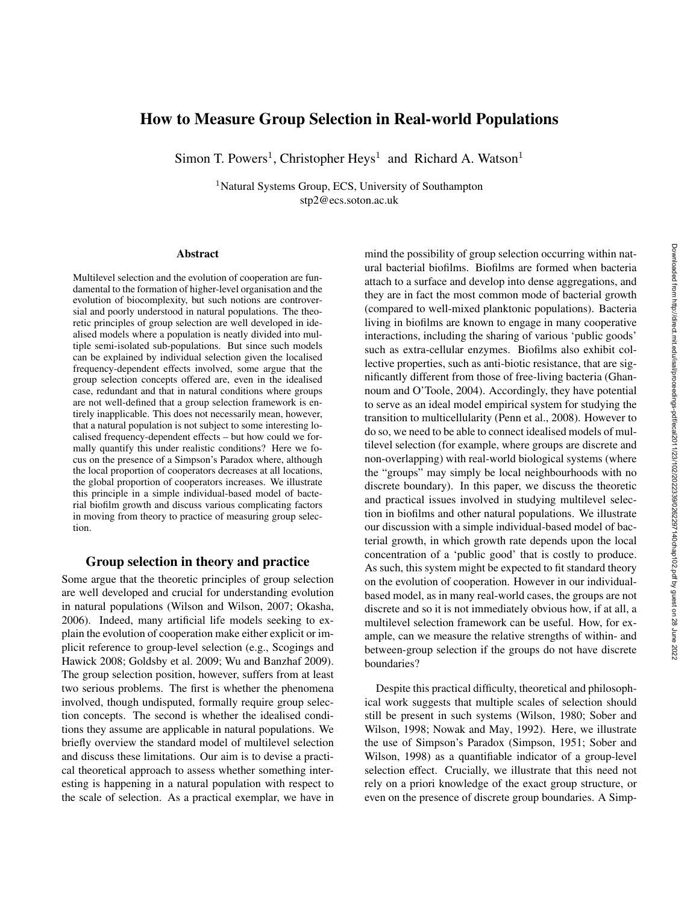# How to Measure Group Selection in Real-world Populations

Simon T. Powers[1], Christopher Heys[1] and Richard A. Watson[1]

[1]Natural Systems Group, ECS, University of Southampton
stp2@ecs.soton.ac.uk

## Abstract

Multilevel selection and the evolution of cooperation are fundamental to the formation of higher-level organisation and the evolution of biocomplexity, but such notions are controversial and poorly understood in natural populations. The theoretic principles of group selection are well developed in idealised models where a population is neatly divided into multiple semi-isolated sub-populations. But since such models can be explained by individual selection given the localised frequency-dependent effects involved, some argue that the group selection concepts offered are, even in the idealised case, redundant and that in natural conditions where groups are not well-defined that a group selection framework is entirely inapplicable. This does not necessarily mean, however, that a natural population is not subject to some interesting localised frequency-dependent effects – but how could we formally quantify this under realistic conditions? Here we focus on the presence of a Simpson's Paradox where, although the local proportion of cooperators decreases at all locations, the global proportion of cooperators increases. We illustrate this principle in a simple individual-based model of bacterial biofilm growth and discuss various complicating factors in moving from theory to practice of measuring group selection.

## Group selection in theory and practice

Some argue that the theoretic principles of group selection are well developed and crucial for understanding evolution in natural populations (Wilson and Wilson, 2007; Okasha, 2006). Indeed, many artificial life models seeking to explain the evolution of cooperation make either explicit or implicit reference to group-level selection (e.g., Scogings and Hawick 2008; Goldsby et al. 2009; Wu and Banzhaf 2009). The group selection position, however, suffers from at least two serious problems. The first is whether the phenomena involved, though undisputed, formally require group selection concepts. The second is whether the idealised conditions they assume are applicable in natural populations. We briefly overview the standard model of multilevel selection and discuss these limitations. Our aim is to devise a practical theoretical approach to assess whether something interesting is happening in a natural population with respect to the scale of selection. As a practical exemplar, we have in mind the possibility of group selection occurring within natural bacterial biofilms. Biofilms are formed when bacteria attach to a surface and develop into dense aggregations, and they are in fact the most common mode of bacterial growth (compared to well-mixed planktonic populations). Bacteria living in biofilms are known to engage in many cooperative interactions, including the sharing of various 'public goods' such as extra-cellular enzymes. Biofilms also exhibit collective properties, such as anti-biotic resistance, that are significantly different from those of free-living bacteria (Ghannoum and O'Toole, 2004). Accordingly, they have potential to serve as an ideal model empirical system for studying the transition to multicellularity (Penn et al., 2008). However to do so, we need to be able to connect idealised models of multilevel selection (for example, where groups are discrete and non-overlapping) with real-world biological systems (where the "groups" may simply be local neighbourhoods with no discrete boundary). In this paper, we discuss the theoretic and practical issues involved in studying multilevel selection in biofilms and other natural populations. We illustrate our discussion with a simple individual-based model of bacterial growth, in which growth rate depends upon the local concentration of a 'public good' that is costly to produce. As such, this system might be expected to fit standard theory on the evolution of cooperation. However in our individual-based model, as in many real-world cases, the groups are not discrete and so it is not immediately obvious how, if at all, a multilevel selection framework can be useful. How, for example, can we measure the relative strengths of within- and between-group selection if the groups do not have discrete boundaries?

Despite this practical difficulty, theoretical and philosophical work suggests that multiple scales of selection should still be present in such systems (Wilson, 1980; Sober and Wilson, 1998; Nowak and May, 1992). Here, we illustrate the use of Simpson's Paradox (Simpson, 1951; Sober and Wilson, 1998) as a quantifiable indicator of a group-level selection effect. Crucially, we illustrate that this need not rely on a priori knowledge of the exact group structure, or even on the presence of discrete group boundaries. A Simp-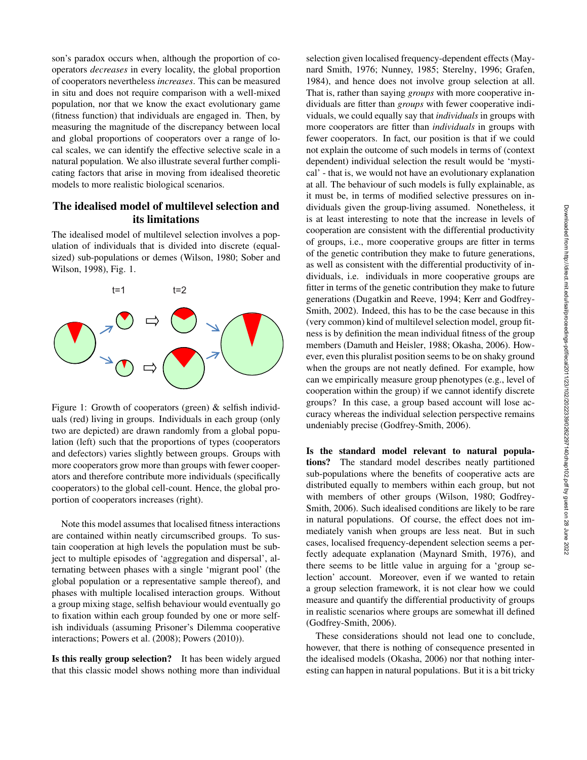son's paradox occurs when, although the proportion of cooperators *decreases* in every locality, the global proportion of cooperators nevertheless *increases*. This can be measured in situ and does not require comparison with a well-mixed population, nor that we know the exact evolutionary game (fitness function) that individuals are engaged in. Then, by measuring the magnitude of the discrepancy between local and global proportions of cooperators over a range of local scales, we can identify the effective selective scale in a natural population. We also illustrate several further complicating factors that arise in moving from idealised theoretic models to more realistic biological scenarios.

## The idealised model of multilevel selection and its limitations

The idealised model of multilevel selection involves a population of individuals that is divided into discrete (equal-sized) sub-populations or demes (Wilson, 1980; Sober and Wilson, 1998), Fig. 1.

Figure 1: Growth of cooperators (green) & selfish individuals (red) living in groups. Individuals in each group (only two are depicted) are drawn randomly from a global population (left) such that the proportions of types (cooperators and defectors) varies slightly between groups. Groups with more cooperators grow more than groups with fewer cooperators and therefore contribute more individuals (specifically cooperators) to the global cell-count. Hence, the global proportion of cooperators increases (right).

Note this model assumes that localised fitness interactions are contained within neatly circumscribed groups. To sustain cooperation at high levels the population must be subject to multiple episodes of 'aggregation and dispersal', alternating between phases with a single 'migrant pool' (the global population or a representative sample thereof), and phases with multiple localised interaction groups. Without a group mixing stage, selfish behaviour would eventually go to fixation within each group founded by one or more selfish individuals (assuming Prisoner's Dilemma cooperative interactions; Powers et al. (2008); Powers (2010)).

**Is this really group selection?** It has been widely argued that this classic model shows nothing more than individual selection given localised frequency-dependent effects (Maynard Smith, 1976; Nunney, 1985; Sterelny, 1996; Grafen, 1984), and hence does not involve group selection at all. That is, rather than saying *groups* with more cooperative individuals are fitter than *groups* with fewer cooperative individuals, we could equally say that *individuals* in groups with more cooperators are fitter than *individuals* in groups with fewer cooperators. In fact, our position is that if we could not explain the outcome of such models in terms of (context dependent) individual selection the result would be 'mystical' - that is, we would not have an evolutionary explanation at all. The behaviour of such models is fully explainable, as it must be, in terms of modified selective pressures on individuals given the group-living assumed. Nonetheless, it is at least interesting to note that the increase in levels of cooperation are consistent with the differential productivity of groups, i.e., more cooperative groups are fitter in terms of the genetic contribution they make to future generations, as well as consistent with the differential productivity of individuals, i.e. individuals in more cooperative groups are fitter in terms of the genetic contribution they make to future generations (Dugatkin and Reeve, 1994; Kerr and Godfrey-Smith, 2002). Indeed, this has to be the case because in this (very common) kind of multilevel selection model, group fitness is by definition the mean individual fitness of the group members (Damuth and Heisler, 1988; Okasha, 2006). However, even this pluralist position seems to be on shaky ground when the groups are not neatly defined. For example, how can we empirically measure group phenotypes (e.g., level of cooperation within the group) if we cannot identify discrete groups? In this case, a group based account will lose accuracy whereas the individual selection perspective remains undeniably precise (Godfrey-Smith, 2006).

**Is the standard model relevant to natural populations?** The standard model describes neatly partitioned sub-populations where the benefits of cooperative acts are distributed equally to members within each group, but not with members of other groups (Wilson, 1980; Godfrey-Smith, 2006). Such idealised conditions are likely to be rare in natural populations. Of course, the effect does not immediately vanish when groups are less neat. But in such cases, localised frequency-dependent selection seems a perfectly adequate explanation (Maynard Smith, 1976), and there seems to be little value in arguing for a 'group selection' account. Moreover, even if we wanted to retain a group selection framework, it is not clear how we could measure and quantify the differential productivity of groups in realistic scenarios where groups are somewhat ill defined (Godfrey-Smith, 2006).

These considerations should not lead one to conclude, however, that there is nothing of consequence presented in the idealised models (Okasha, 2006) nor that nothing interesting can happen in natural populations. But it is a bit tricky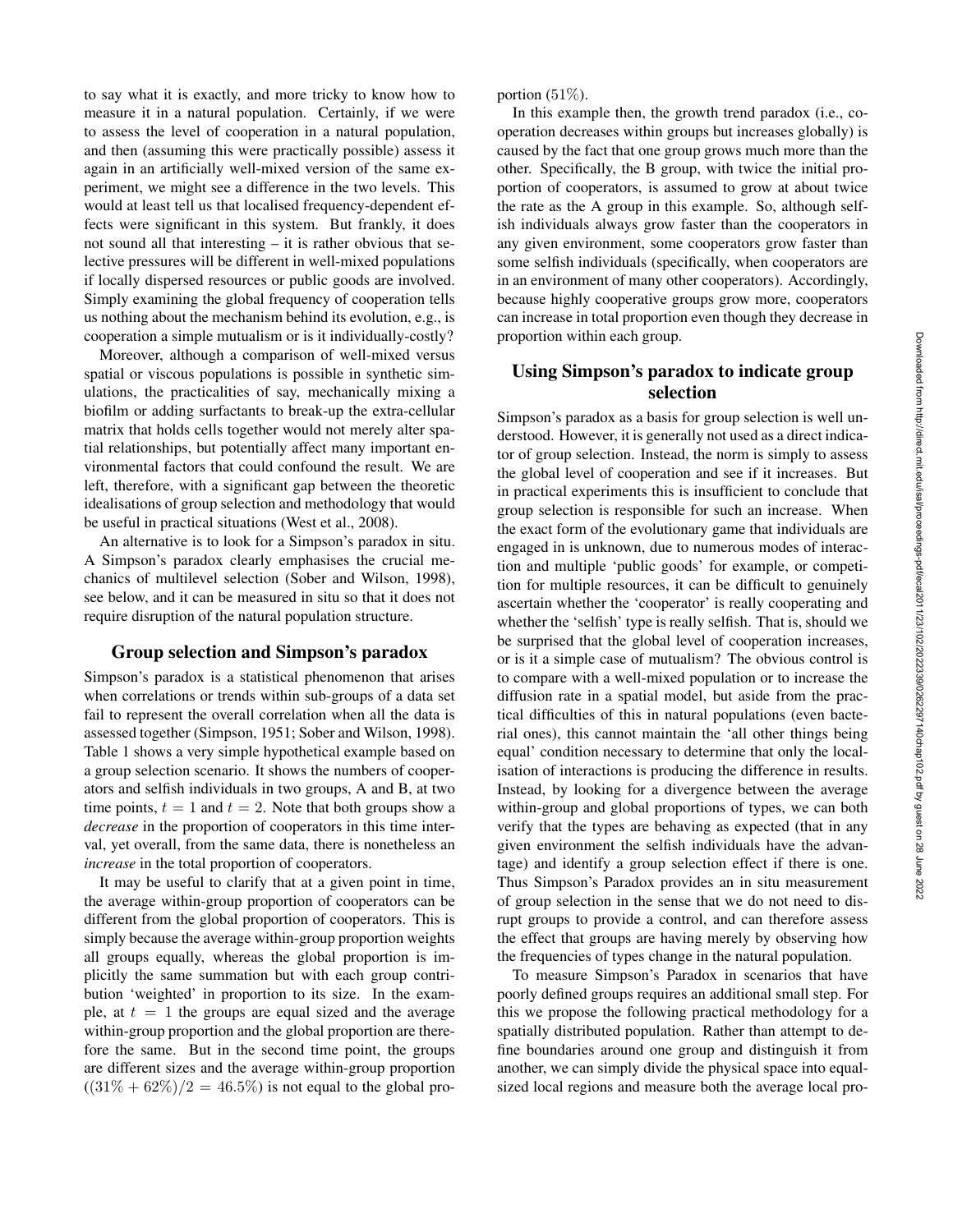to say what it is exactly, and more tricky to know how to measure it in a natural population. Certainly, if we were to assess the level of cooperation in a natural population, and then (assuming this were practically possible) assess it again in an artificially well-mixed version of the same experiment, we might see a difference in the two levels. This would at least tell us that localised frequency-dependent effects were significant in this system. But frankly, it does not sound all that interesting – it is rather obvious that selective pressures will be different in well-mixed populations if locally dispersed resources or public goods are involved. Simply examining the global frequency of cooperation tells us nothing about the mechanism behind its evolution, e.g., is cooperation a simple mutualism or is it individually-costly?

Moreover, although a comparison of well-mixed versus spatial or viscous populations is possible in synthetic simulations, the practicalities of say, mechanically mixing a biofilm or adding surfactants to break-up the extra-cellular matrix that holds cells together would not merely alter spatial relationships, but potentially affect many important environmental factors that could confound the result. We are left, therefore, with a significant gap between the theoretic idealisations of group selection and methodology that would be useful in practical situations (West et al., 2008).

An alternative is to look for a Simpson's paradox in situ. A Simpson's paradox clearly emphasises the crucial mechanics of multilevel selection (Sober and Wilson, 1998), see below, and it can be measured in situ so that it does not require disruption of the natural population structure.

## Group selection and Simpson's paradox

Simpson's paradox is a statistical phenomenon that arises when correlations or trends within sub-groups of a data set fail to represent the overall correlation when all the data is assessed together (Simpson, 1951; Sober and Wilson, 1998). Table 1 shows a very simple hypothetical example based on a group selection scenario. It shows the numbers of cooperators and selfish individuals in two groups, A and B, at two time points, $t = 1$ and $t = 2$. Note that both groups show a *decrease* in the proportion of cooperators in this time interval, yet overall, from the same data, there is nonetheless an *increase* in the total proportion of cooperators.

It may be useful to clarify that at a given point in time, the average within-group proportion of cooperators can be different from the global proportion of cooperators. This is simply because the average within-group proportion weights all groups equally, whereas the global proportion is implicitly the same summation but with each group contribution 'weighted' in proportion to its size. In the example, at $t = 1$ the groups are equal sized and the average within-group proportion and the global proportion are therefore the same. But in the second time point, the groups are different sizes and the average within-group proportion $((31\% + 62\%)/2 = 46.5\%)$ is not equal to the global proportion $(51\%)$.

In this example then, the growth trend paradox (i.e., cooperation decreases within groups but increases globally) is caused by the fact that one group grows much more than the other. Specifically, the B group, with twice the initial proportion of cooperators, is assumed to grow at about twice the rate as the A group in this example. So, although selfish individuals always grow faster than the cooperators in any given environment, some cooperators grow faster than some selfish individuals (specifically, when cooperators are in an environment of many other cooperators). Accordingly, because highly cooperative groups grow more, cooperators can increase in total proportion even though they decrease in proportion within each group.

## Using Simpson's paradox to indicate group selection

Simpson's paradox as a basis for group selection is well understood. However, it is generally not used as a direct indicator of group selection. Instead, the norm is simply to assess the global level of cooperation and see if it increases. But in practical experiments this is insufficient to conclude that group selection is responsible for such an increase. When the exact form of the evolutionary game that individuals are engaged in is unknown, due to numerous modes of interaction and multiple 'public goods' for example, or competition for multiple resources, it can be difficult to genuinely ascertain whether the 'cooperator' is really cooperating and whether the 'selfish' type is really selfish. That is, should we be surprised that the global level of cooperation increases, or is it a simple case of mutualism? The obvious control is to compare with a well-mixed population or to increase the diffusion rate in a spatial model, but aside from the practical difficulties of this in natural populations (even bacterial ones), this cannot maintain the 'all other things being equal' condition necessary to determine that only the localisation of interactions is producing the difference in results. Instead, by looking for a divergence between the average within-group and global proportions of types, we can both verify that the types are behaving as expected (that in any given environment the selfish individuals have the advantage) and identify a group selection effect if there is one. Thus Simpson's Paradox provides an in situ measurement of group selection in the sense that we do not need to disrupt groups to provide a control, and can therefore assess the effect that groups are having merely by observing how the frequencies of types change in the natural population.

To measure Simpson's Paradox in scenarios that have poorly defined groups requires an additional small step. For this we propose the following practical methodology for a spatially distributed population. Rather than attempt to define boundaries around one group and distinguish it from another, we can simply divide the physical space into equal-sized local regions and measure both the average local pro-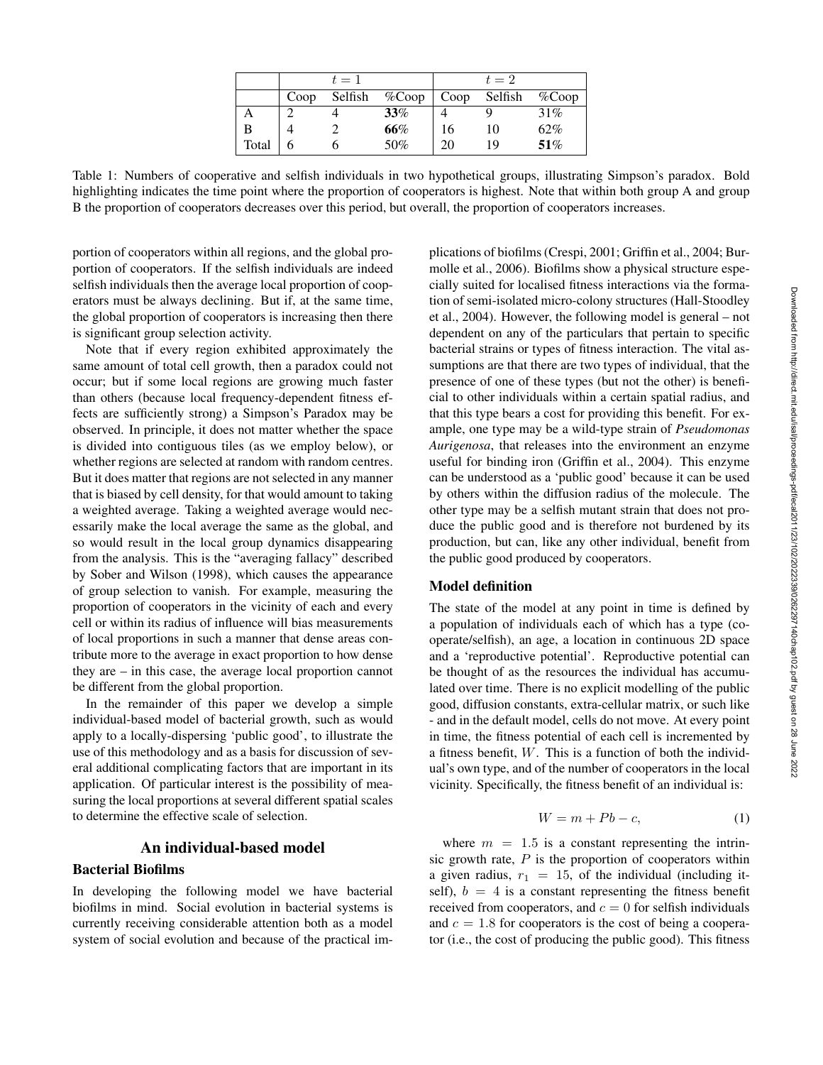| | $t=1$ | | | $t=2$ | | |
|---|---|---|---|---|---|---|
| | Coop | Selfish | %Coop | Coop | Selfish | %Coop |
| A | 2 | 4 | **33%** | 4 | 9 | 31% |
| B | 4 | 2 | **66%** | 16 | 10 | 62% |
| Total | 6 | 6 | 50% | 20 | 19 | **51%** |

Table 1: Numbers of cooperative and selfish individuals in two hypothetical groups, illustrating Simpson's paradox. Bold highlighting indicates the time point where the proportion of cooperators is highest. Note that within both group A and group B the proportion of cooperators decreases over this period, but overall, the proportion of cooperators increases.

portion of cooperators within all regions, and the global proportion of cooperators. If the selfish individuals are indeed selfish individuals then the average local proportion of cooperators must be always declining. But if, at the same time, the global proportion of cooperators is increasing then there is significant group selection activity.

Note that if every region exhibited approximately the same amount of total cell growth, then a paradox could not occur; but if some local regions are growing much faster than others (because local frequency-dependent fitness effects are sufficiently strong) a Simpson's Paradox may be observed. In principle, it does not matter whether the space is divided into contiguous tiles (as we employ below), or whether regions are selected at random with random centres. But it does matter that regions are not selected in any manner that is biased by cell density, for that would amount to taking a weighted average. Taking a weighted average would necessarily make the local average the same as the global, and so would result in the local group dynamics disappearing from the analysis. This is the "averaging fallacy" described by Sober and Wilson (1998), which causes the appearance of group selection to vanish. For example, measuring the proportion of cooperators in the vicinity of each and every cell or within its radius of influence will bias measurements of local proportions in such a manner that dense areas contribute more to the average in exact proportion to how dense they are – in this case, the average local proportion cannot be different from the global proportion.

In the remainder of this paper we develop a simple individual-based model of bacterial growth, such as would apply to a locally-dispersing 'public good', to illustrate the use of this methodology and as a basis for discussion of several additional complicating factors that are important in its application. Of particular interest is the possibility of measuring the local proportions at several different spatial scales to determine the effective scale of selection.

## An individual-based model

### Bacterial Biofilms

In developing the following model we have bacterial biofilms in mind. Social evolution in bacterial systems is currently receiving considerable attention both as a model system of social evolution and because of the practical implications of biofilms (Crespi, 2001; Griffin et al., 2004; Burmolle et al., 2006). Biofilms show a physical structure especially suited for localised fitness interactions via the formation of semi-isolated micro-colony structures (Hall-Stoodley et al., 2004). However, the following model is general – not dependent on any of the particulars that pertain to specific bacterial strains or types of fitness interaction. The vital assumptions are that there are two types of individual, that the presence of one of these types (but not the other) is beneficial to other individuals within a certain spatial radius, and that this type bears a cost for providing this benefit. For example, one type may be a wild-type strain of *Pseudomonas Aurigenosa*, that releases into the environment an enzyme useful for binding iron (Griffin et al., 2004). This enzyme can be understood as a 'public good' because it can be used by others within the diffusion radius of the molecule. The other type may be a selfish mutant strain that does not produce the public good and is therefore not burdened by its production, but can, like any other individual, benefit from the public good produced by cooperators.

### Model definition

The state of the model at any point in time is defined by a population of individuals each of which has a type (cooperate/selfish), an age, a location in continuous 2D space and a 'reproductive potential'. Reproductive potential can be thought of as the resources the individual has accumulated over time. There is no explicit modelling of the public good, diffusion constants, extra-cellular matrix, or such like - and in the default model, cells do not move. At every point in time, the fitness potential of each cell is incremented by a fitness benefit, $W$. This is a function of both the individual's own type, and of the number of cooperators in the local vicinity. Specifically, the fitness benefit of an individual is:

$$W = m + Pb - c, \tag{1}$$

where $m = 1.5$ is a constant representing the intrinsic growth rate, $P$ is the proportion of cooperators within a given radius, $r_1 = 15$, of the individual (including itself), $b = 4$ is a constant representing the fitness benefit received from cooperators, and $c = 0$ for selfish individuals and $c = 1.8$ for cooperators is the cost of being a cooperator (i.e., the cost of producing the public good). This fitness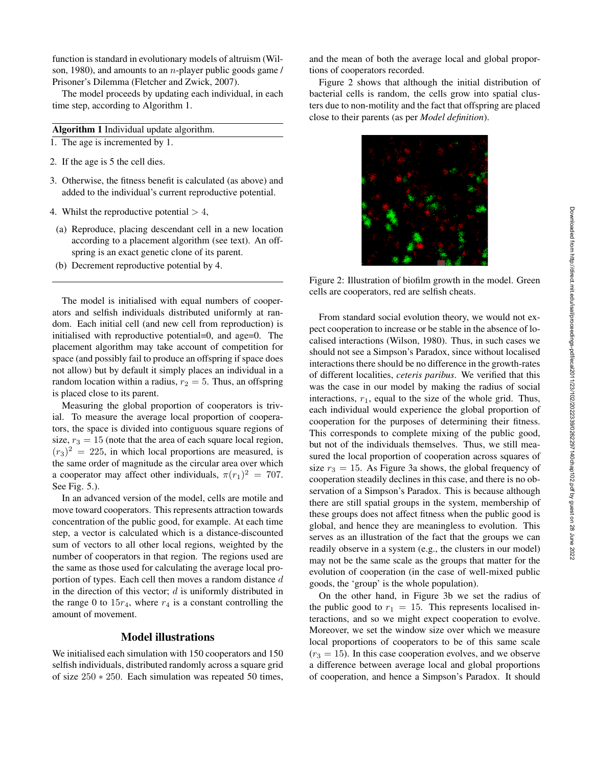function is standard in evolutionary models of altruism (Wilson, 1980), and amounts to an $n$-player public goods game / Prisoner's Dilemma (Fletcher and Zwick, 2007).

The model proceeds by updating each individual, in each time step, according to Algorithm 1.

**Algorithm 1** Individual update algorithm.

1. The age is incremented by 1.
2. If the age is 5 the cell dies.
3. Otherwise, the fitness benefit is calculated (as above) and added to the individual's current reproductive potential.
4. Whilst the reproductive potential $> 4$,
   (a) Reproduce, placing descendant cell in a new location according to a placement algorithm (see text). An offspring is an exact genetic clone of its parent.
   (b) Decrement reproductive potential by 4.

The model is initialised with equal numbers of cooperators and selfish individuals distributed uniformly at random. Each initial cell (and new cell from reproduction) is initialised with reproductive potential=0, and age=0. The placement algorithm may take account of competition for space (and possibly fail to produce an offspring if space does not allow) but by default it simply places an individual in a random location within a radius, $r_2 = 5$. Thus, an offspring is placed close to its parent.

Measuring the global proportion of cooperators is trivial. To measure the average local proportion of cooperators, the space is divided into contiguous square regions of size, $r_3 = 15$ (note that the area of each square local region, $(r_3)^2 = 225$, in which local proportions are measured, is the same order of magnitude as the circular area over which a cooperator may affect other individuals, $\pi(r_1)^2 = 707$. See Fig. 5.).

In an advanced version of the model, cells are motile and move toward cooperators. This represents attraction towards concentration of the public good, for example. At each time step, a vector is calculated which is a distance-discounted sum of vectors to all other local regions, weighted by the number of cooperators in that region. The regions used are the same as those used for calculating the average local proportion of types. Each cell then moves a random distance $d$ in the direction of this vector; $d$ is uniformly distributed in the range 0 to $15r_4$, where $r_4$ is a constant controlling the amount of movement.

## Model illustrations

We initialised each simulation with 150 cooperators and 150 selfish individuals, distributed randomly across a square grid of size $250 * 250$. Each simulation was repeated 50 times, and the mean of both the average local and global proportions of cooperators recorded.

Figure 2 shows that although the initial distribution of bacterial cells is random, the cells grow into spatial clusters due to non-motility and the fact that offspring are placed close to their parents (as per *Model definition*).

Figure 2: Illustration of biofilm growth in the model. Green cells are cooperators, red are selfish cheats.

From standard social evolution theory, we would not expect cooperation to increase or be stable in the absence of localised interactions (Wilson, 1980). Thus, in such cases we should not see a Simpson's Paradox, since without localised interactions there should be no difference in the growth-rates of different localities, *ceteris paribus*. We verified that this was the case in our model by making the radius of social interactions, $r_1$, equal to the size of the whole grid. Thus, each individual would experience the global proportion of cooperation for the purposes of determining their fitness. This corresponds to complete mixing of the public good, but not of the individuals themselves. Thus, we still measured the local proportion of cooperation across squares of size $r_3 = 15$. As Figure 3a shows, the global frequency of cooperation steadily declines in this case, and there is no observation of a Simpson's Paradox. This is because although there are still spatial groups in the system, membership of these groups does not affect fitness when the public good is global, and hence they are meaningless to evolution. This serves as an illustration of the fact that the groups we can readily observe in a system (e.g., the clusters in our model) may not be the same scale as the groups that matter for the evolution of cooperation (in the case of well-mixed public goods, the 'group' is the whole population).

On the other hand, in Figure 3b we set the radius of the public good to $r_1 = 15$. This represents localised interactions, and so we might expect cooperation to evolve. Moreover, we set the window size over which we measure local proportions of cooperators to be of this same scale ($r_3 = 15$). In this case cooperation evolves, and we observe a difference between average local and global proportions of cooperation, and hence a Simpson's Paradox. It should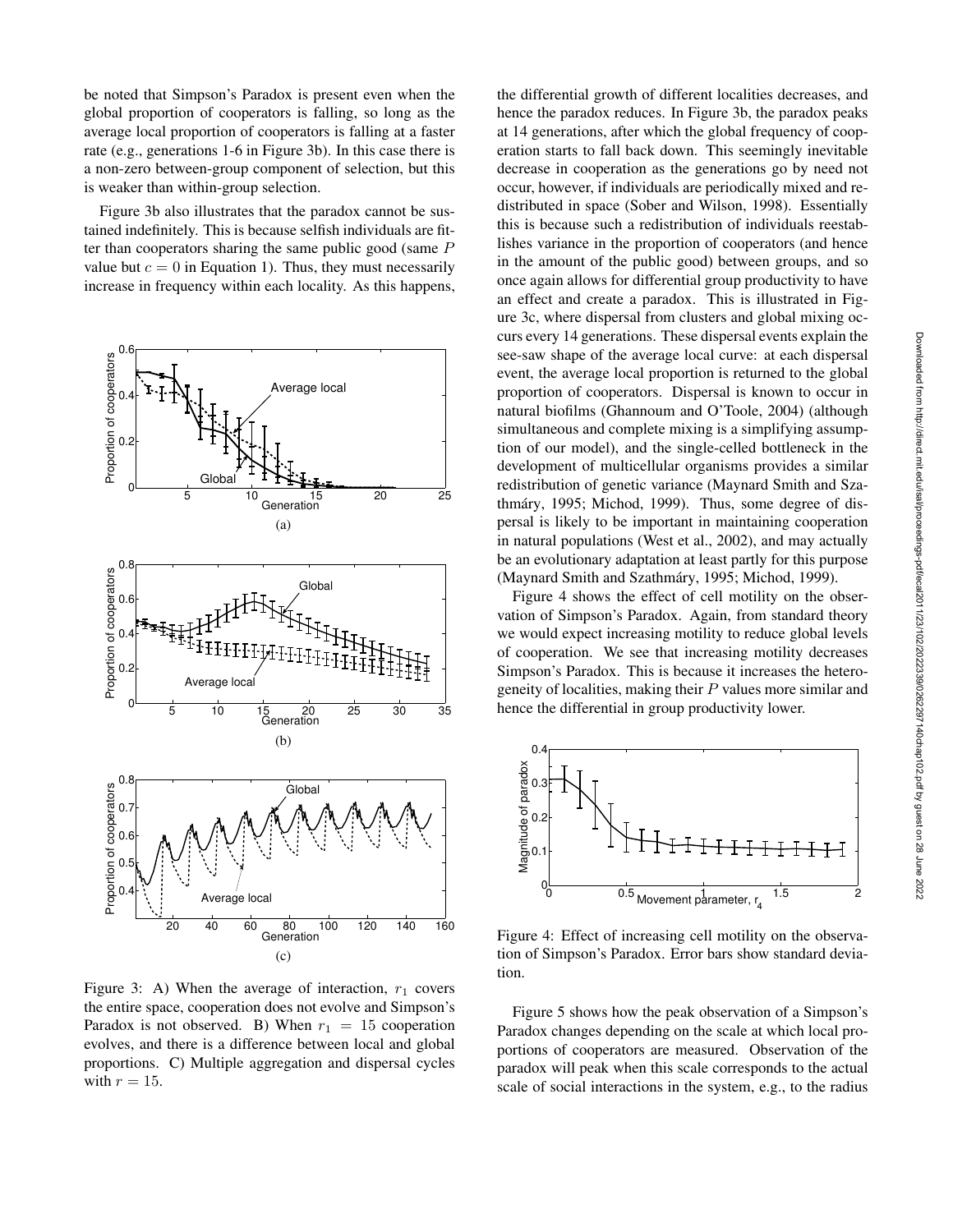be noted that Simpson's Paradox is present even when the global proportion of cooperators is falling, so long as the average local proportion of cooperators is falling at a faster rate (e.g., generations 1-6 in Figure 3b). In this case there is a non-zero between-group component of selection, but this is weaker than within-group selection.

Figure 3b also illustrates that the paradox cannot be sustained indefinitely. This is because selfish individuals are fitter than cooperators sharing the same public good (same $P$ value but $c = 0$ in Equation 1). Thus, they must necessarily increase in frequency within each locality. As this happens, the differential growth of different localities decreases, and hence the paradox reduces. In Figure 3b, the paradox peaks at 14 generations, after which the global frequency of cooperation starts to fall back down. This seemingly inevitable decrease in cooperation as the generations go by need not occur, however, if individuals are periodically mixed and redistributed in space (Sober and Wilson, 1998). Essentially this is because such a redistribution of individuals reestablishes variance in the proportion of cooperators (and hence in the amount of the public good) between groups, and so once again allows for differential group productivity to have an effect and create a paradox. This is illustrated in Figure 3c, where dispersal from clusters and global mixing occurs every 14 generations. These dispersal events explain the see-saw shape of the average local curve: at each dispersal event, the average local proportion is returned to the global proportion of cooperators. Dispersal is known to occur in natural biofilms (Ghannoum and O'Toole, 2004) (although simultaneous and complete mixing is a simplifying assumption of our model), and the single-celled bottleneck in the development of multicellular organisms provides a similar redistribution of genetic variance (Maynard Smith and Szathmáry, 1995; Michod, 1999). Thus, some degree of dispersal is likely to be important in maintaining cooperation in natural populations (West et al., 2002), and may actually be an evolutionary adaptation at least partly for this purpose (Maynard Smith and Szathmáry, 1995; Michod, 1999).

Figure 3: A) When the average of interaction, $r_1$ covers the entire space, cooperation does not evolve and Simpson's Paradox is not observed. B) When $r_1 = 15$ cooperation evolves, and there is a difference between local and global proportions. C) Multiple aggregation and dispersal cycles with $r = 15$.

Figure 4 shows the effect of cell motility on the observation of Simpson's Paradox. Again, from standard theory we would expect increasing motility to reduce global levels of cooperation. We see that increasing motility decreases Simpson's Paradox. This is because it increases the heterogeneity of localities, making their $P$ values more similar and hence the differential in group productivity lower.

Figure 4: Effect of increasing cell motility on the observation of Simpson's Paradox. Error bars show standard deviation.

Figure 5 shows how the peak observation of a Simpson's Paradox changes depending on the scale at which local proportions of cooperators are measured. Observation of the paradox will peak when this scale corresponds to the actual scale of social interactions in the system, e.g., to the radius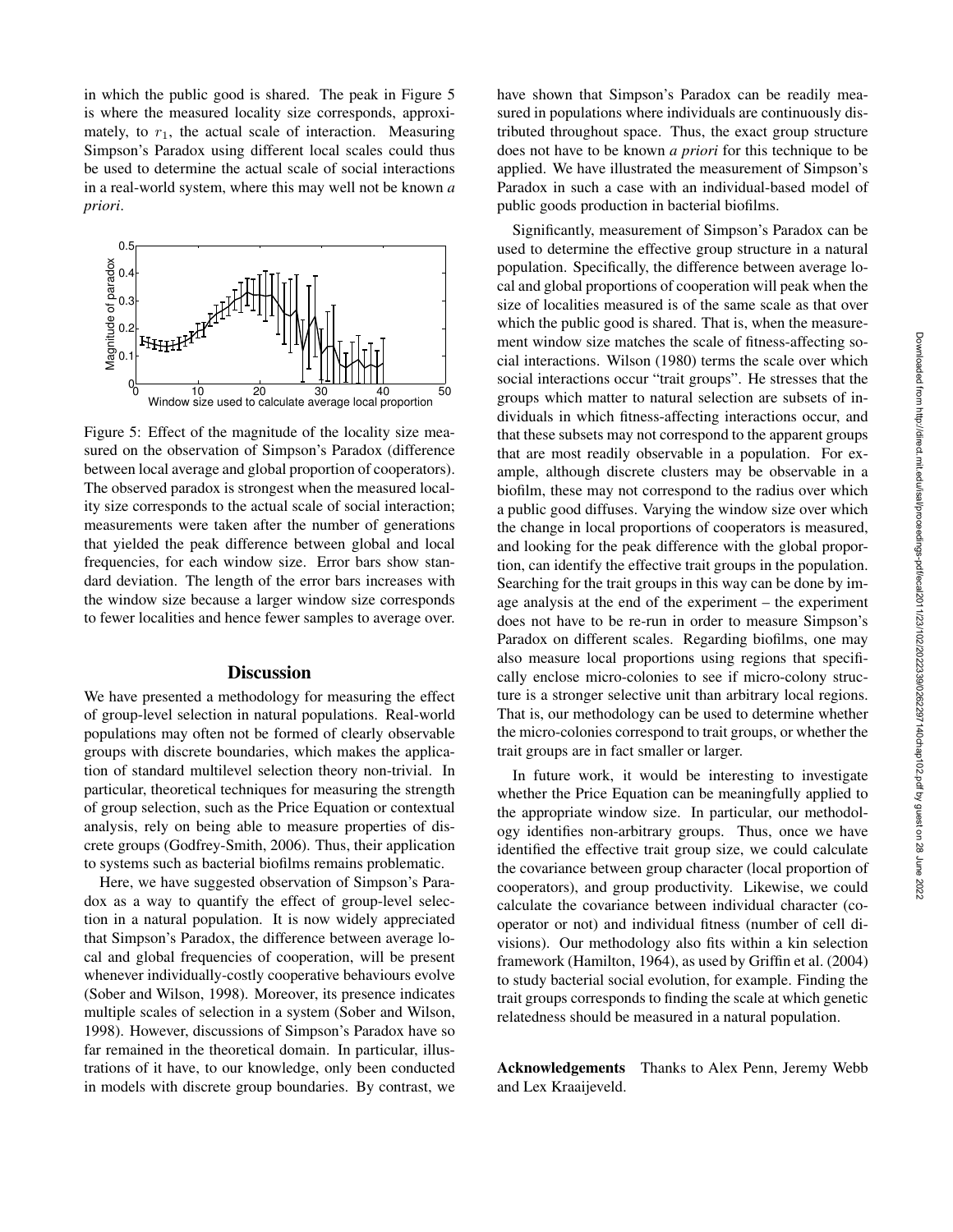in which the public good is shared. The peak in Figure 5 is where the measured locality size corresponds, approximately, to $r_1$, the actual scale of interaction. Measuring Simpson's Paradox using different local scales could thus be used to determine the actual scale of social interactions in a real-world system, where this may well not be known *a priori*.

Figure 5: Effect of the magnitude of the locality size measured on the observation of Simpson's Paradox (difference between local average and global proportion of cooperators). The observed paradox is strongest when the measured locality size corresponds to the actual scale of social interaction; measurements were taken after the number of generations that yielded the peak difference between global and local frequencies, for each window size. Error bars show standard deviation. The length of the error bars increases with the window size because a larger window size corresponds to fewer localities and hence fewer samples to average over.

## Discussion

We have presented a methodology for measuring the effect of group-level selection in natural populations. Real-world populations may often not be formed of clearly observable groups with discrete boundaries, which makes the application of standard multilevel selection theory non-trivial. In particular, theoretical techniques for measuring the strength of group selection, such as the Price Equation or contextual analysis, rely on being able to measure properties of discrete groups (Godfrey-Smith, 2006). Thus, their application to systems such as bacterial biofilms remains problematic.

Here, we have suggested observation of Simpson's Paradox as a way to quantify the effect of group-level selection in a natural population. It is now widely appreciated that Simpson's Paradox, the difference between average local and global frequencies of cooperation, will be present whenever individually-costly cooperative behaviours evolve (Sober and Wilson, 1998). Moreover, its presence indicates multiple scales of selection in a system (Sober and Wilson, 1998). However, discussions of Simpson's Paradox have so far remained in the theoretical domain. In particular, illustrations of it have, to our knowledge, only been conducted in models with discrete group boundaries. By contrast, we have shown that Simpson's Paradox can be readily measured in populations where individuals are continuously distributed throughout space. Thus, the exact group structure does not have to be known *a priori* for this technique to be applied. We have illustrated the measurement of Simpson's Paradox in such a case with an individual-based model of public goods production in bacterial biofilms.

Significantly, measurement of Simpson's Paradox can be used to determine the effective group structure in a natural population. Specifically, the difference between average local and global proportions of cooperation will peak when the size of localities measured is of the same scale as that over which the public good is shared. That is, when the measurement window size matches the scale of fitness-affecting social interactions. Wilson (1980) terms the scale over which social interactions occur "trait groups". He stresses that the groups which matter to natural selection are subsets of individuals in which fitness-affecting interactions occur, and that these subsets may not correspond to the apparent groups that are most readily observable in a population. For example, although discrete clusters may be observable in a biofilm, these may not correspond to the radius over which a public good diffuses. Varying the window size over which the change in local proportions of cooperators is measured, and looking for the peak difference with the global proportion, can identify the effective trait groups in the population. Searching for the trait groups in this way can be done by image analysis at the end of the experiment – the experiment does not have to be re-run in order to measure Simpson's Paradox on different scales. Regarding biofilms, one may also measure local proportions using regions that specifically enclose micro-colonies to see if micro-colony structure is a stronger selective unit than arbitrary local regions. That is, our methodology can be used to determine whether the micro-colonies correspond to trait groups, or whether the trait groups are in fact smaller or larger.

In future work, it would be interesting to investigate whether the Price Equation can be meaningfully applied to the appropriate window size. In particular, our methodology identifies non-arbitrary groups. Thus, once we have identified the effective trait group size, we could calculate the covariance between group character (local proportion of cooperators), and group productivity. Likewise, we could calculate the covariance between individual character (cooperator or not) and individual fitness (number of cell divisions). Our methodology also fits within a kin selection framework (Hamilton, 1964), as used by Griffin et al. (2004) to study bacterial social evolution, for example. Finding the trait groups corresponds to finding the scale at which genetic relatedness should be measured in a natural population.

**Acknowledgements** Thanks to Alex Penn, Jeremy Webb and Lex Kraaijeveld.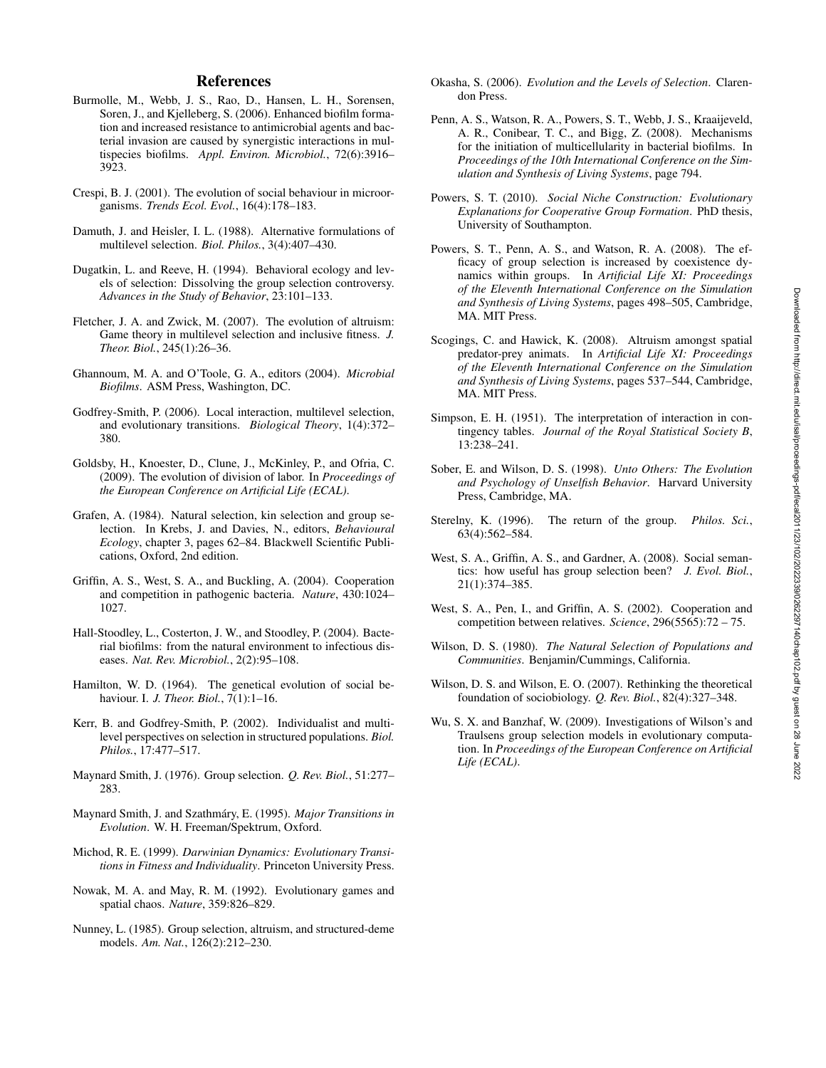## References

Burmolle, M., Webb, J. S., Rao, D., Hansen, L. H., Sorensen, Soren, J., and Kjelleberg, S. (2006). Enhanced biofilm formation and increased resistance to antimicrobial agents and bacterial invasion are caused by synergistic interactions in multispecies biofilms. *Appl. Environ. Microbiol.*, 72(6):3916–3923.

Crespi, B. J. (2001). The evolution of social behaviour in microorganisms. *Trends Ecol. Evol.*, 16(4):178–183.

Damuth, J. and Heisler, I. L. (1988). Alternative formulations of multilevel selection. *Biol. Philos.*, 3(4):407–430.

Dugatkin, L. and Reeve, H. (1994). Behavioral ecology and levels of selection: Dissolving the group selection controversy. *Advances in the Study of Behavior*, 23:101–133.

Fletcher, J. A. and Zwick, M. (2007). The evolution of altruism: Game theory in multilevel selection and inclusive fitness. *J. Theor. Biol.*, 245(1):26–36.

Ghannoum, M. A. and O'Toole, G. A., editors (2004). *Microbial Biofilms*. ASM Press, Washington, DC.

Godfrey-Smith, P. (2006). Local interaction, multilevel selection, and evolutionary transitions. *Biological Theory*, 1(4):372–380.

Goldsby, H., Knoester, D., Clune, J., McKinley, P., and Ofria, C. (2009). The evolution of division of labor. In *Proceedings of the European Conference on Artificial Life (ECAL)*.

Grafen, A. (1984). Natural selection, kin selection and group selection. In Krebs, J. and Davies, N., editors, *Behavioural Ecology*, chapter 3, pages 62–84. Blackwell Scientific Publications, Oxford, 2nd edition.

Griffin, A. S., West, S. A., and Buckling, A. (2004). Cooperation and competition in pathogenic bacteria. *Nature*, 430:1024–1027.

Hall-Stoodley, L., Costerton, J. W., and Stoodley, P. (2004). Bacterial biofilms: from the natural environment to infectious diseases. *Nat. Rev. Microbiol.*, 2(2):95–108.

Hamilton, W. D. (1964). The genetical evolution of social behaviour. I. *J. Theor. Biol.*, 7(1):1–16.

Kerr, B. and Godfrey-Smith, P. (2002). Individualist and multilevel perspectives on selection in structured populations. *Biol. Philos.*, 17:477–517.

Maynard Smith, J. (1976). Group selection. *Q. Rev. Biol.*, 51:277–283.

Maynard Smith, J. and Szathmáry, E. (1995). *Major Transitions in Evolution*. W. H. Freeman/Spektrum, Oxford.

Michod, R. E. (1999). *Darwinian Dynamics: Evolutionary Transitions in Fitness and Individuality*. Princeton University Press.

Nowak, M. A. and May, R. M. (1992). Evolutionary games and spatial chaos. *Nature*, 359:826–829.

Nunney, L. (1985). Group selection, altruism, and structured-deme models. *Am. Nat.*, 126(2):212–230.

Okasha, S. (2006). *Evolution and the Levels of Selection*. Clarendon Press.

Penn, A. S., Watson, R. A., Powers, S. T., Webb, J. S., Kraaijeveld, A. R., Conibear, T. C., and Bigg, Z. (2008). Mechanisms for the initiation of multicellularity in bacterial biofilms. In *Proceedings of the 10th International Conference on the Simulation and Synthesis of Living Systems*, page 794.

Powers, S. T. (2010). *Social Niche Construction: Evolutionary Explanations for Cooperative Group Formation*. PhD thesis, University of Southampton.

Powers, S. T., Penn, A. S., and Watson, R. A. (2008). The efficacy of group selection is increased by coexistence dynamics within groups. In *Artificial Life XI: Proceedings of the Eleventh International Conference on the Simulation and Synthesis of Living Systems*, pages 498–505, Cambridge, MA. MIT Press.

Scogings, C. and Hawick, K. (2008). Altruism amongst spatial predator-prey animats. In *Artificial Life XI: Proceedings of the Eleventh International Conference on the Simulation and Synthesis of Living Systems*, pages 537–544, Cambridge, MA. MIT Press.

Simpson, E. H. (1951). The interpretation of interaction in contingency tables. *Journal of the Royal Statistical Society B*, 13:238–241.

Sober, E. and Wilson, D. S. (1998). *Unto Others: The Evolution and Psychology of Unselfish Behavior*. Harvard University Press, Cambridge, MA.

Sterelny, K. (1996). The return of the group. *Philos. Sci.*, 63(4):562–584.

West, S. A., Griffin, A. S., and Gardner, A. (2008). Social semantics: how useful has group selection been? *J. Evol. Biol.*, 21(1):374–385.

West, S. A., Pen, I., and Griffin, A. S. (2002). Cooperation and competition between relatives. *Science*, 296(5565):72 – 75.

Wilson, D. S. (1980). *The Natural Selection of Populations and Communities*. Benjamin/Cummings, California.

Wilson, D. S. and Wilson, E. O. (2007). Rethinking the theoretical foundation of sociobiology. *Q. Rev. Biol.*, 82(4):327–348.

Wu, S. X. and Banzhaf, W. (2009). Investigations of Wilson's and Traulsens group selection models in evolutionary computation. In *Proceedings of the European Conference on Artificial Life (ECAL)*.